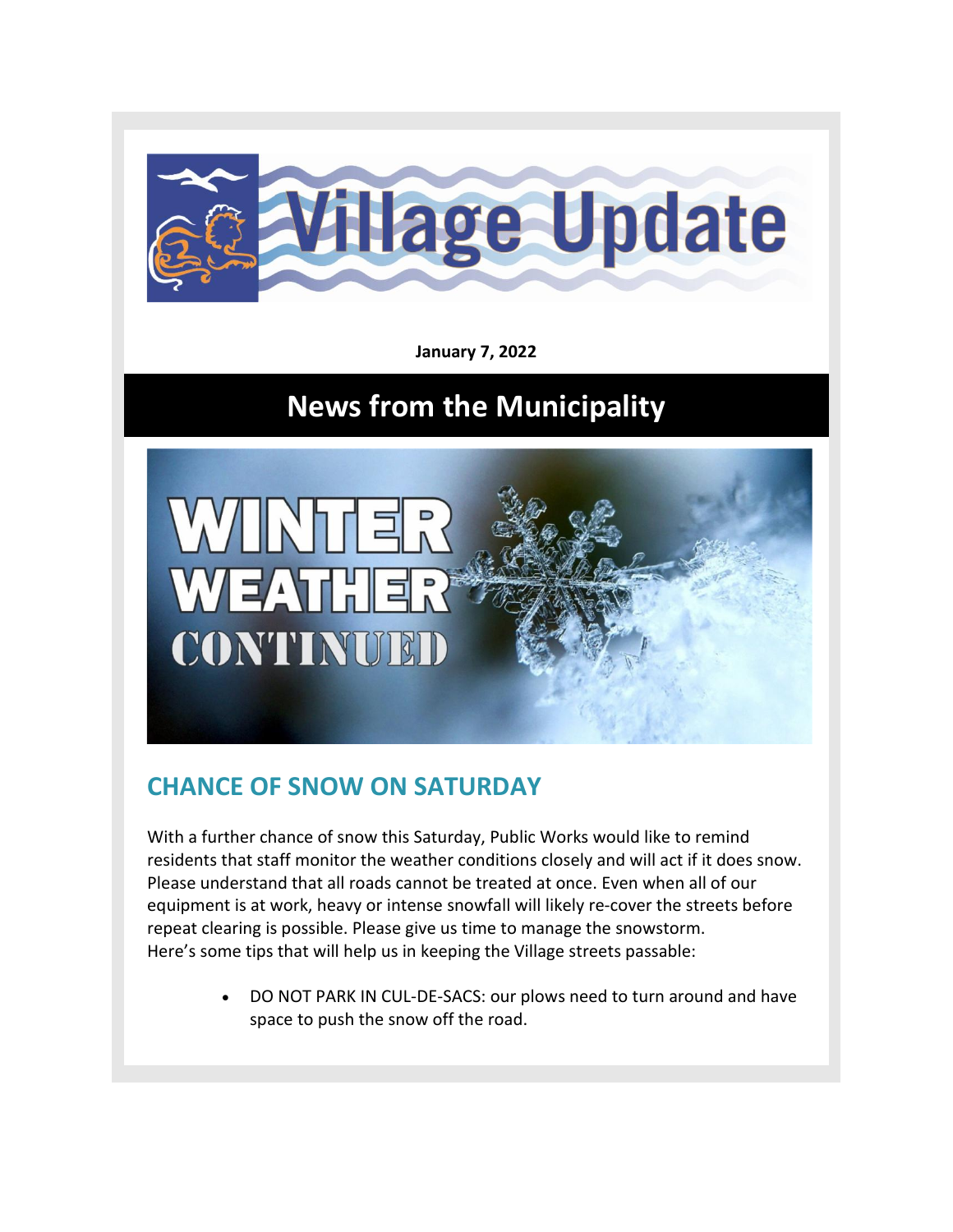# Village Update

**January 7, 2022**

# News from the Municipality

WINTER WEATHER CONTINUED

## CHANCE OF SNOW ON SATURDAY

With a further chance of snow this Saturday, Public Works would like to remind residents that staff monitor the weather conditions closely and will act if it does snow. Please understand that all roads cannot be treated at once. Even when all of our equipment is at work, heavy or intense snowfall will likely re-cover the streets before repeat clearing is possible. Please give us time to manage the snowstorm.
Here's some tips that will help us in keeping the Village streets passable:

- DO NOT PARK IN CUL-DE-SACS: our plows need to turn around and have space to push the snow off the road.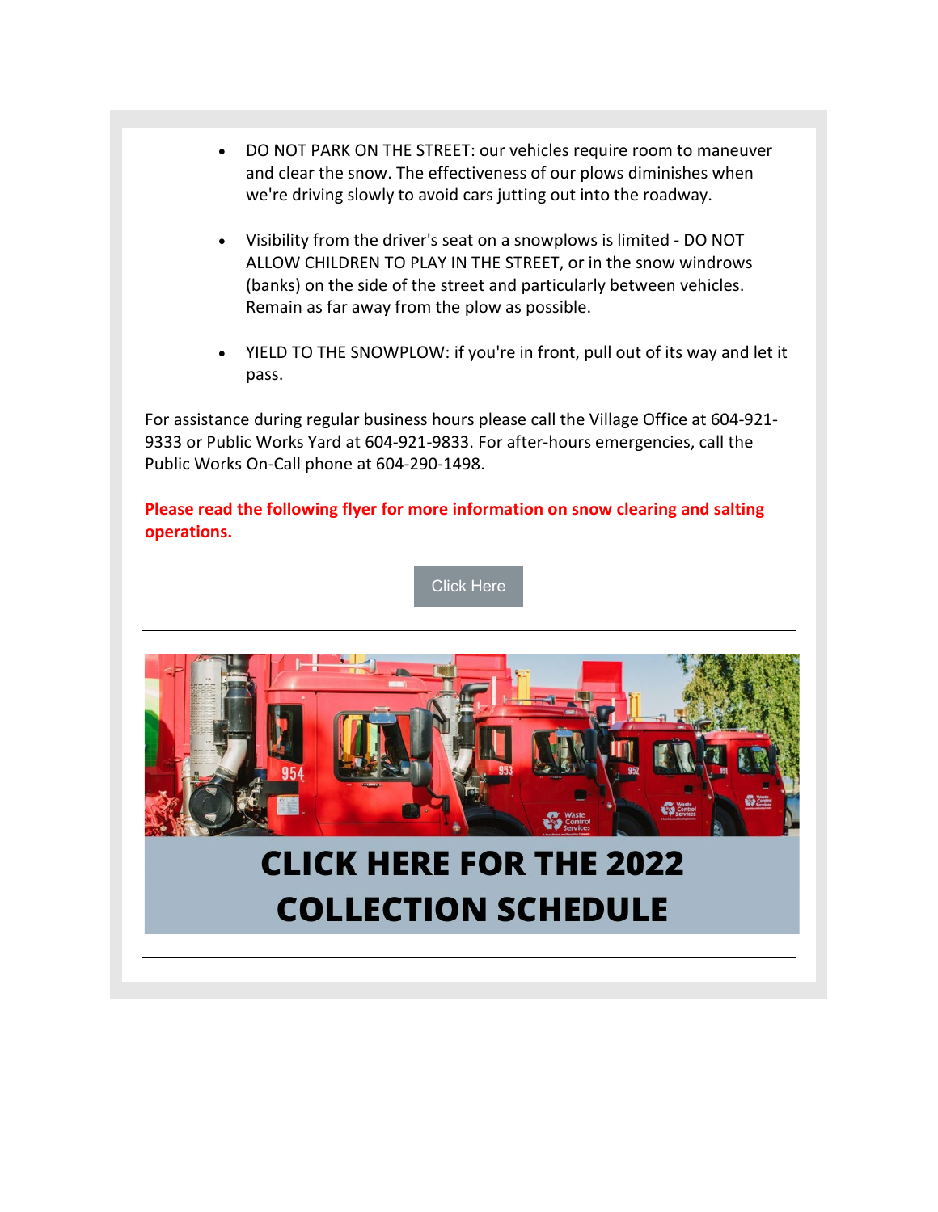- DO NOT PARK ON THE STREET: our vehicles require room to maneuver and clear the snow. The effectiveness of our plows diminishes when we're driving slowly to avoid cars jutting out into the roadway.

- Visibility from the driver's seat on a snowplows is limited - DO NOT ALLOW CHILDREN TO PLAY IN THE STREET, or in the snow windrows (banks) on the side of the street and particularly between vehicles. Remain as far away from the plow as possible.

- YIELD TO THE SNOWPLOW: if you're in front, pull out of its way and let it pass.

For assistance during regular business hours please call the Village Office at 604-921-9333 or Public Works Yard at 604-921-9833. For after-hours emergencies, call the Public Works On-Call phone at 604-290-1498.

**Please read the following flyer for more information on snow clearing and salting operations.**

Click Here

---

**CLICK HERE FOR THE 2022 COLLECTION SCHEDULE**

---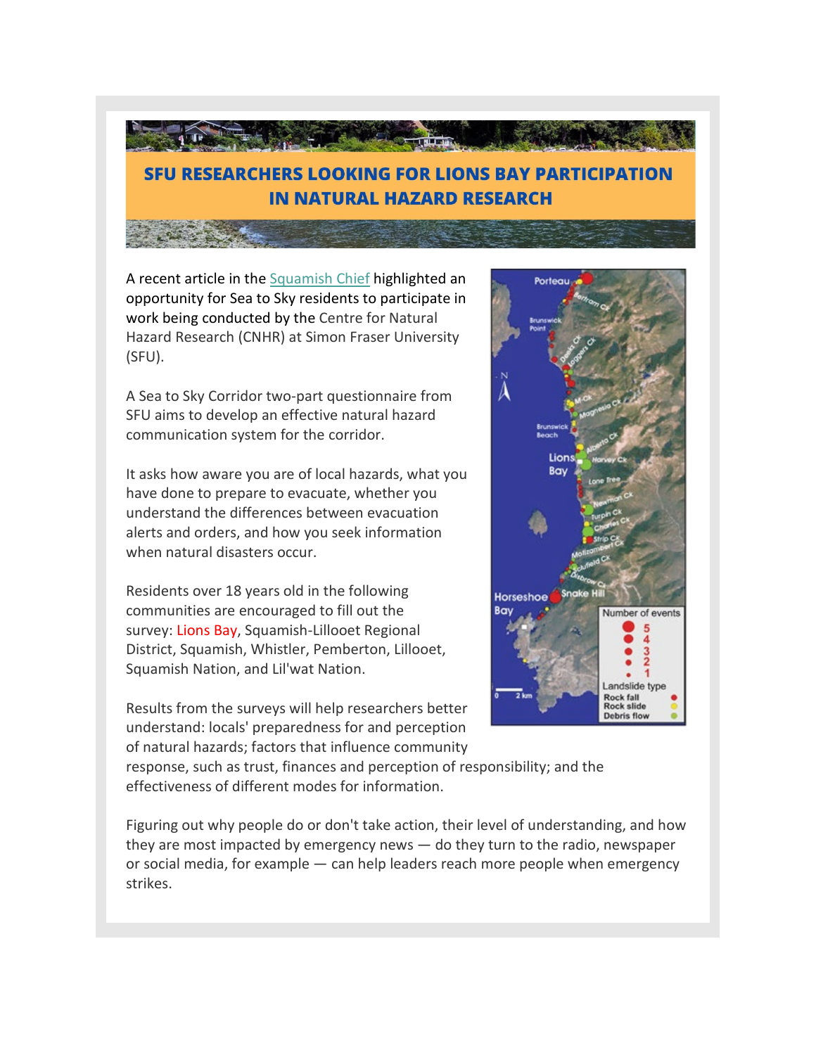## SFU RESEARCHERS LOOKING FOR LIONS BAY PARTICIPATION IN NATURAL HAZARD RESEARCH

A recent article in the Squamish Chief highlighted an opportunity for Sea to Sky residents to participate in work being conducted by the Centre for Natural Hazard Research (CNHR) at Simon Fraser University (SFU).

A Sea to Sky Corridor two-part questionnaire from SFU aims to develop an effective natural hazard communication system for the corridor.

It asks how aware you are of local hazards, what you have done to prepare to evacuate, whether you understand the differences between evacuation alerts and orders, and how you seek information when natural disasters occur.

Residents over 18 years old in the following communities are encouraged to fill out the survey: Lions Bay, Squamish-Lillooet Regional District, Squamish, Whistler, Pemberton, Lillooet, Squamish Nation, and Lil'wat Nation.

Results from the surveys will help researchers better understand: locals' preparedness for and perception of natural hazards; factors that influence community response, such as trust, finances and perception of responsibility; and the effectiveness of different modes for information.

Figuring out why people do or don't take action, their level of understanding, and how they are most impacted by emergency news — do they turn to the radio, newspaper or social media, for example — can help leaders reach more people when emergency strikes.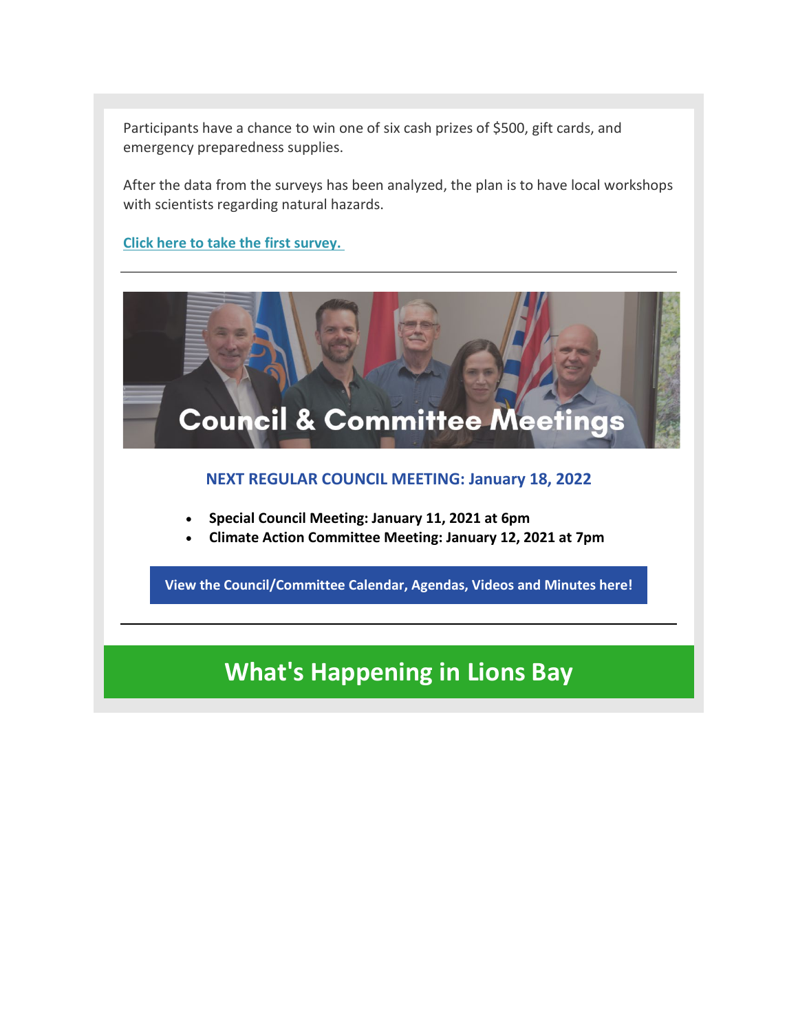Participants have a chance to win one of six cash prizes of $500, gift cards, and emergency preparedness supplies.

After the data from the surveys has been analyzed, the plan is to have local workshops with scientists regarding natural hazards.

**Click here to take the first survey.**

---

## Council & Committee Meetings

### NEXT REGULAR COUNCIL MEETING: January 18, 2022

- **Special Council Meeting: January 11, 2021 at 6pm**
- **Climate Action Committee Meeting: January 12, 2021 at 7pm**

**View the Council/Committee Calendar, Agendas, Videos and Minutes here!**

---

## What's Happening in Lions Bay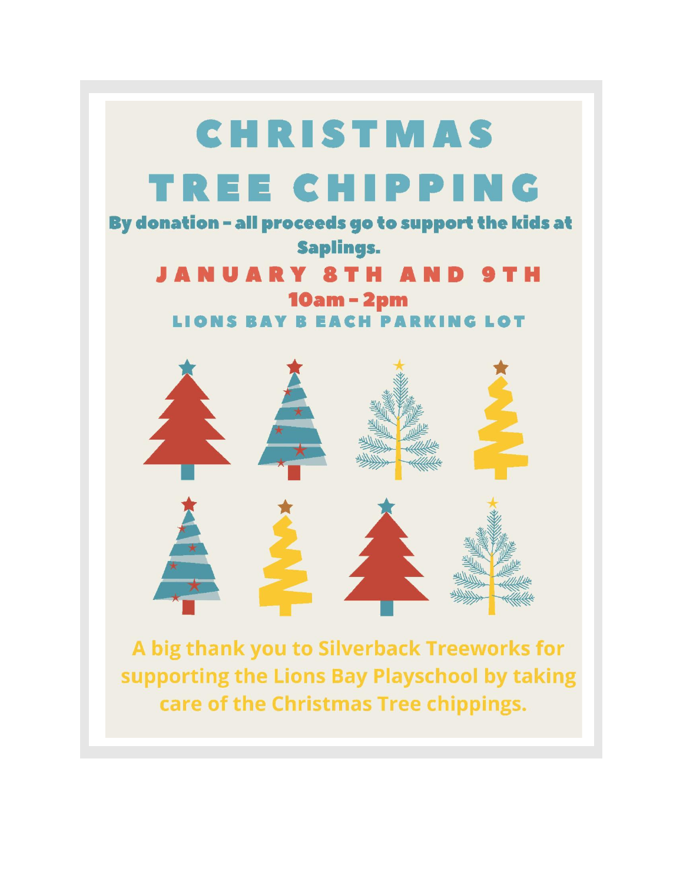# CHRISTMAS TREE CHIPPING

**By donation - all proceeds go to support the kids at Saplings.**

**JANUARY 8TH AND 9TH**

**10am - 2pm**

**LIONS BAY B EACH PARKING LOT**

**A big thank you to Silverback Treeworks for supporting the Lions Bay Playschool by taking care of the Christmas Tree chippings.**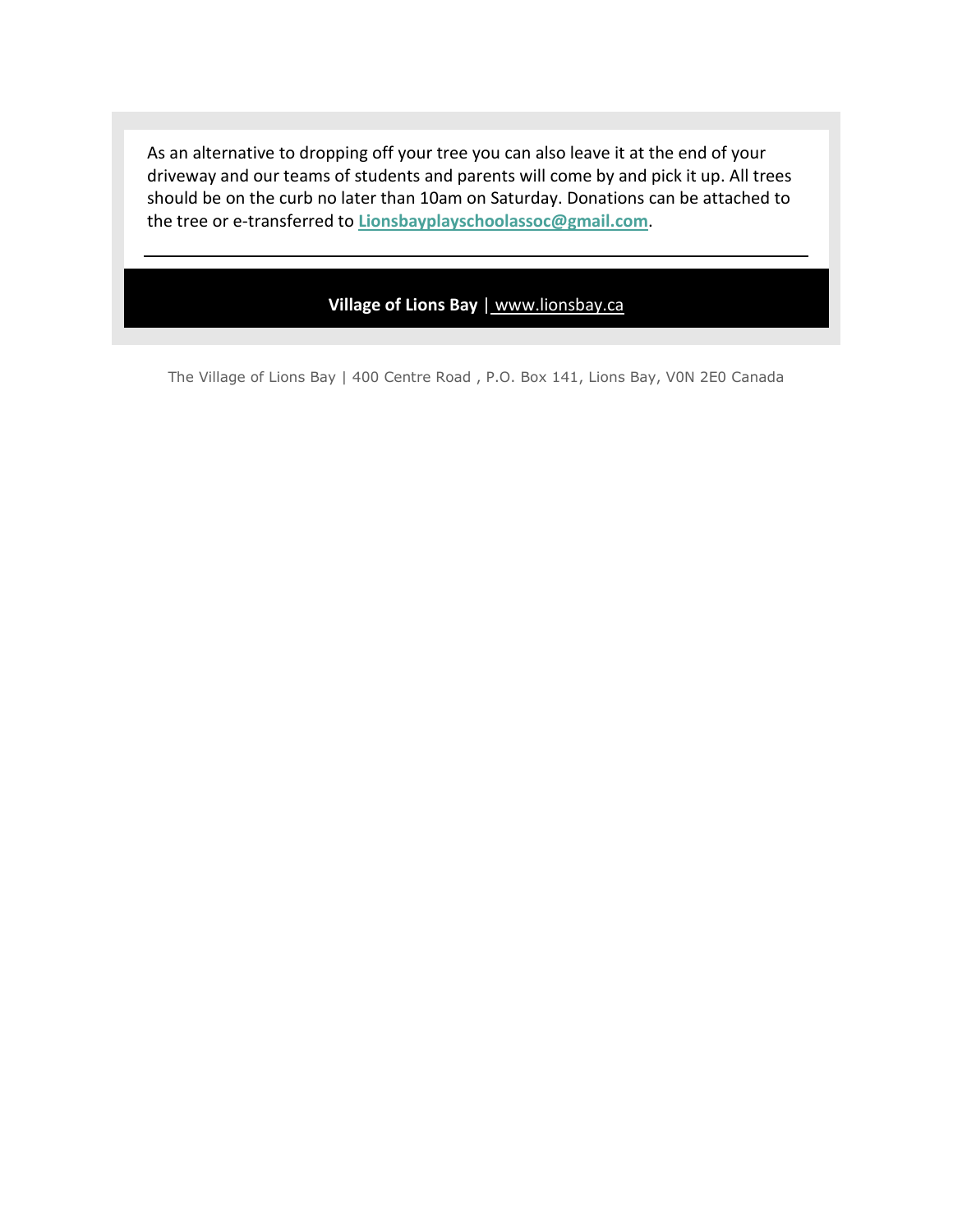As an alternative to dropping off your tree you can also leave it at the end of your driveway and our teams of students and parents will come by and pick it up. All trees should be on the curb no later than 10am on Saturday. Donations can be attached to the tree or e-transferred to **Lionsbayplayschoolassoc@gmail.com**.

---

**Village of Lions Bay** | www.lionsbay.ca

The Village of Lions Bay | 400 Centre Road , P.O. Box 141, Lions Bay, V0N 2E0 Canada